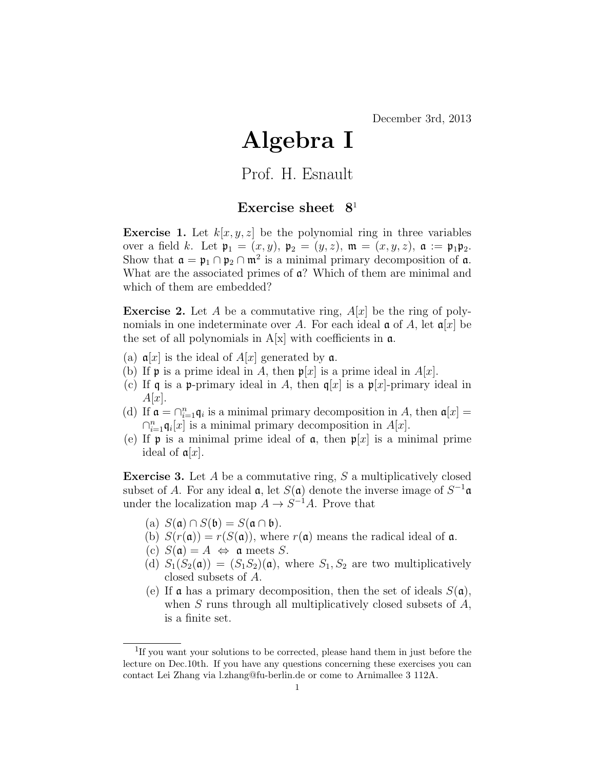December 3rd, 2013

# Algebra I

## Prof. H. Esnault

### Exercise sheet 8[1]

**Exercise 1.** Let $k[x,y,z]$ be the polynomial ring in three variables over a field $k$. Let $\mathfrak{p}_1 = (x,y)$, $\mathfrak{p}_2 = (y,z)$, $\mathfrak{m} = (x,y,z)$, $\mathfrak{a} := \mathfrak{p}_1\mathfrak{p}_2$. Show that $\mathfrak{a} = \mathfrak{p}_1 \cap \mathfrak{p}_2 \cap \mathfrak{m}^2$ is a minimal primary decomposition of $\mathfrak{a}$. What are the associated primes of $\mathfrak{a}$? Which of them are minimal and which of them are embedded?

**Exercise 2.** Let $A$ be a commutative ring, $A[x]$ be the ring of polynomials in one indeterminate over $A$. For each ideal $\mathfrak{a}$ of $A$, let $\mathfrak{a}[x]$ be the set of all polynomials in A[x] with coefficients in $\mathfrak{a}$.

(a) $\mathfrak{a}[x]$ is the ideal of $A[x]$ generated by $\mathfrak{a}$.
(b) If $\mathfrak{p}$ is a prime ideal in $A$, then $\mathfrak{p}[x]$ is a prime ideal in $A[x]$.
(c) If $\mathfrak{q}$ is a $\mathfrak{p}$-primary ideal in $A$, then $\mathfrak{q}[x]$ is a $\mathfrak{p}[x]$-primary ideal in $A[x]$.
(d) If $\mathfrak{a} = \cap_{i=1}^{n}\mathfrak{q}_i$ is a minimal primary decomposition in $A$, then $\mathfrak{a}[x] = \cap_{i=1}^{n}\mathfrak{q}_i[x]$ is a minimal primary decomposition in $A[x]$.
(e) If $\mathfrak{p}$ is a minimal prime ideal of $\mathfrak{a}$, then $\mathfrak{p}[x]$ is a minimal prime ideal of $\mathfrak{a}[x]$.

**Exercise 3.** Let $A$ be a commutative ring, $S$ a multiplicatively closed subset of $A$. For any ideal $\mathfrak{a}$, let $S(\mathfrak{a})$ denote the inverse image of $S^{-1}\mathfrak{a}$ under the localization map $A \to S^{-1}A$. Prove that

(a) $S(\mathfrak{a}) \cap S(\mathfrak{b}) = S(\mathfrak{a} \cap \mathfrak{b})$.
(b) $S(r(\mathfrak{a})) = r(S(\mathfrak{a}))$, where $r(\mathfrak{a})$ means the radical ideal of $\mathfrak{a}$.
(c) $S(\mathfrak{a}) = A \ \Leftrightarrow\ \mathfrak{a}$ meets $S$.
(d) $S_1(S_2(\mathfrak{a})) = (S_1S_2)(\mathfrak{a})$, where $S_1, S_2$ are two multiplicatively closed subsets of $A$.
(e) If $\mathfrak{a}$ has a primary decomposition, then the set of ideals $S(\mathfrak{a})$, when $S$ runs through all multiplicatively closed subsets of $A$, is a finite set.

---

[1] If you want your solutions to be corrected, please hand them in just before the lecture on Dec.10th. If you have any questions concerning these exercises you can contact Lei Zhang via l.zhang@fu-berlin.de or come to Arnimallee 3 112A.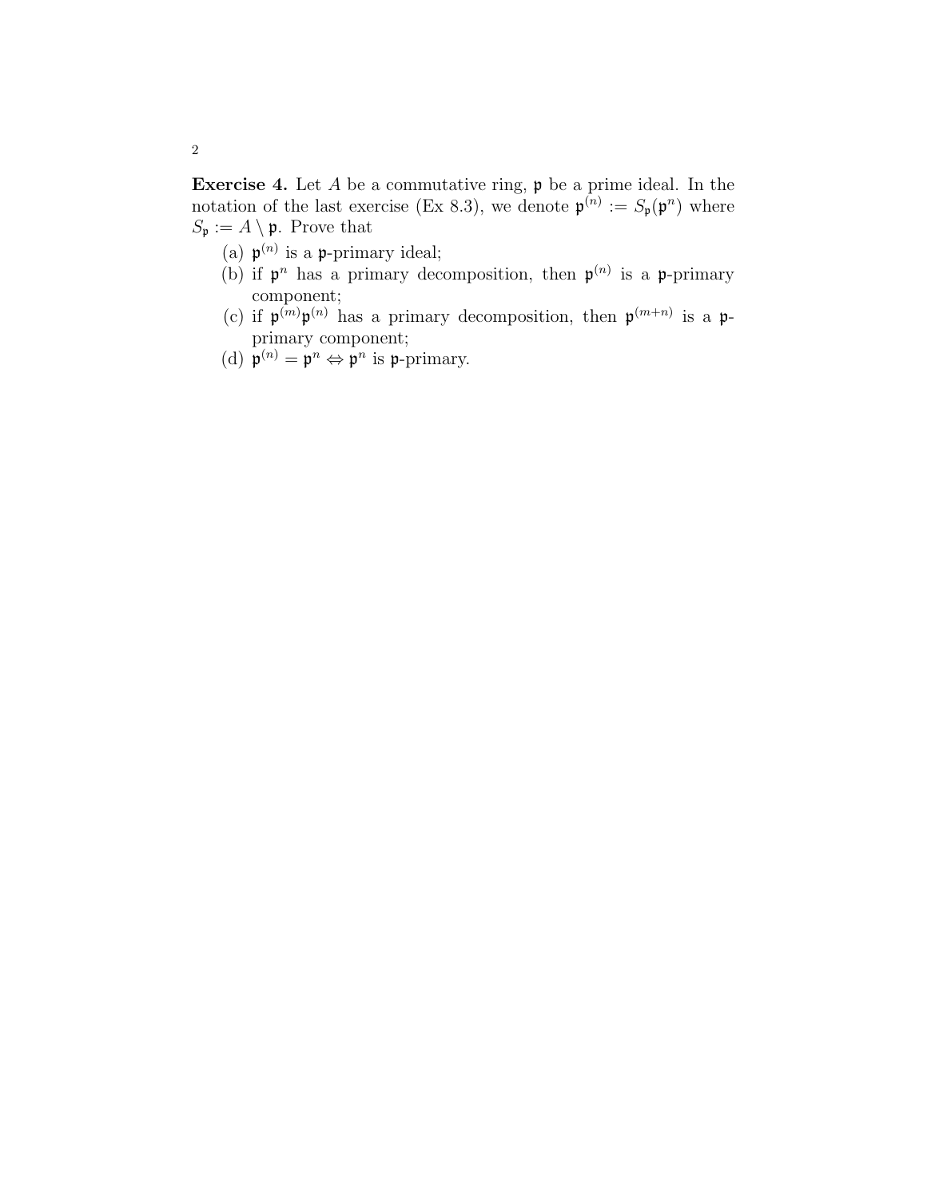**Exercise 4.** Let $A$ be a commutative ring, $\mathfrak{p}$ be a prime ideal. In the notation of the last exercise (Ex 8.3), we denote $\mathfrak{p}^{(n)} := S_{\mathfrak{p}}(\mathfrak{p}^n)$ where $S_{\mathfrak{p}} := A \setminus \mathfrak{p}$. Prove that

(a) $\mathfrak{p}^{(n)}$ is a $\mathfrak{p}$-primary ideal;

(b) if $\mathfrak{p}^n$ has a primary decomposition, then $\mathfrak{p}^{(n)}$ is a $\mathfrak{p}$-primary component;

(c) if $\mathfrak{p}^{(m)}\mathfrak{p}^{(n)}$ has a primary decomposition, then $\mathfrak{p}^{(m+n)}$ is a $\mathfrak{p}$-primary component;

(d) $\mathfrak{p}^{(n)} = \mathfrak{p}^n \Leftrightarrow \mathfrak{p}^n$ is $\mathfrak{p}$-primary.